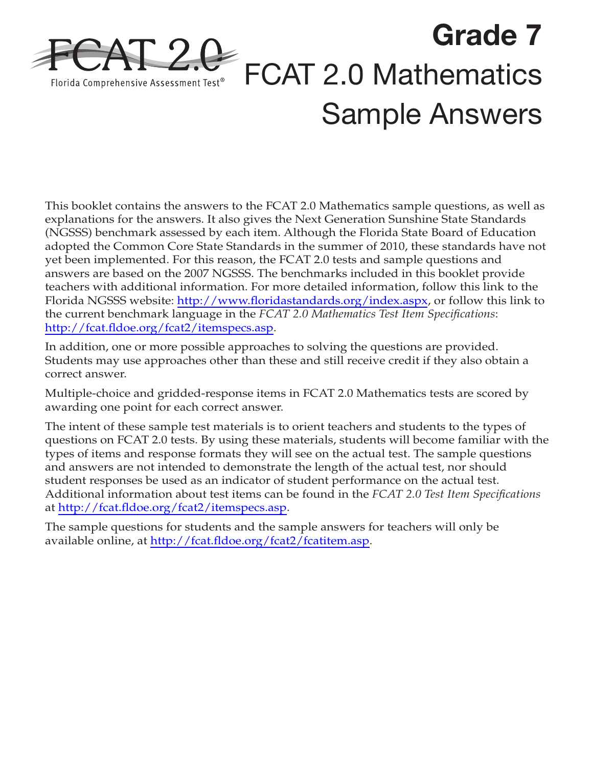FCAT 2.0

Florida Comprehensive Assessment Test®

# Grade 7

# FCAT 2.0 Mathematics Sample Answers

This booklet contains the answers to the FCAT 2.0 Mathematics sample questions, as well as explanations for the answers. It also gives the Next Generation Sunshine State Standards (NGSSS) benchmark assessed by each item. Although the Florida State Board of Education adopted the Common Core State Standards in the summer of 2010, these standards have not yet been implemented. For this reason, the FCAT 2.0 tests and sample questions and answers are based on the 2007 NGSSS. The benchmarks included in this booklet provide teachers with additional information. For more detailed information, follow this link to the Florida NGSSS website: http://www.floridastandards.org/index.aspx, or follow this link to the current benchmark language in the *FCAT 2.0 Mathematics Test Item Specifications*: http://fcat.fldoe.org/fcat2/itemspecs.asp.

In addition, one or more possible approaches to solving the questions are provided. Students may use approaches other than these and still receive credit if they also obtain a correct answer.

Multiple-choice and gridded-response items in FCAT 2.0 Mathematics tests are scored by awarding one point for each correct answer.

The intent of these sample test materials is to orient teachers and students to the types of questions on FCAT 2.0 tests. By using these materials, students will become familiar with the types of items and response formats they will see on the actual test. The sample questions and answers are not intended to demonstrate the length of the actual test, nor should student responses be used as an indicator of student performance on the actual test. Additional information about test items can be found in the *FCAT 2.0 Test Item Specifications* at http://fcat.fldoe.org/fcat2/itemspecs.asp.

The sample questions for students and the sample answers for teachers will only be available online, at http://fcat.fldoe.org/fcat2/fcatitem.asp.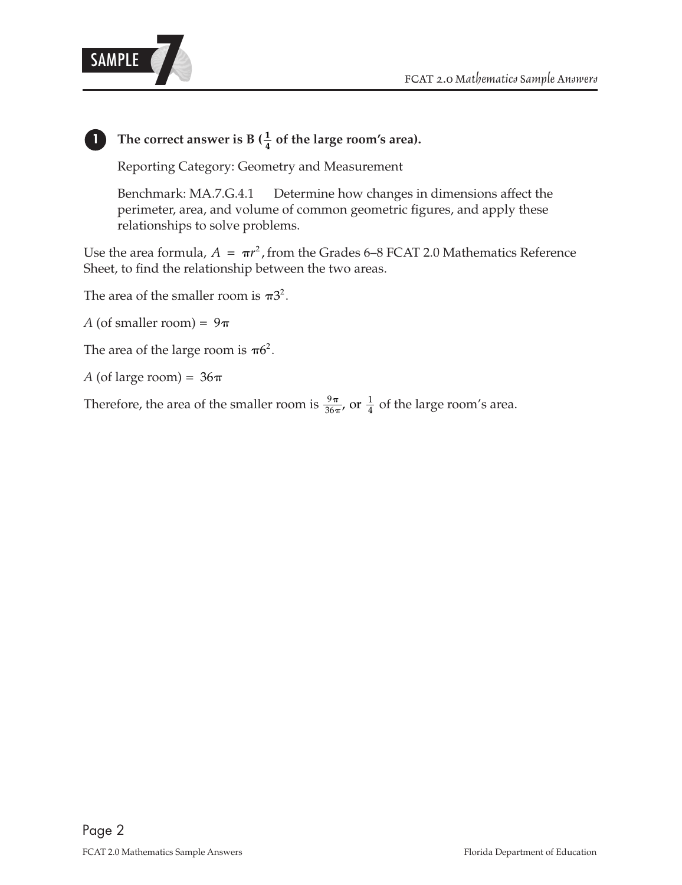**1** **The correct answer is B ($\frac{1}{4}$ of the large room's area).**

Reporting Category: Geometry and Measurement

Benchmark: MA.7.G.4.1 Determine how changes in dimensions affect the perimeter, area, and volume of common geometric figures, and apply these relationships to solve problems.

Use the area formula, $A = \pi r^2$, from the Grades 6–8 FCAT 2.0 Mathematics Reference Sheet, to find the relationship between the two areas.

The area of the smaller room is $\pi 3^2$.

$A$ (of smaller room) = $9\pi$

The area of the large room is $\pi 6^2$.

$A$ (of large room) = $36\pi$

Therefore, the area of the smaller room is $\frac{9\pi}{36\pi}$, or $\frac{1}{4}$ of the large room's area.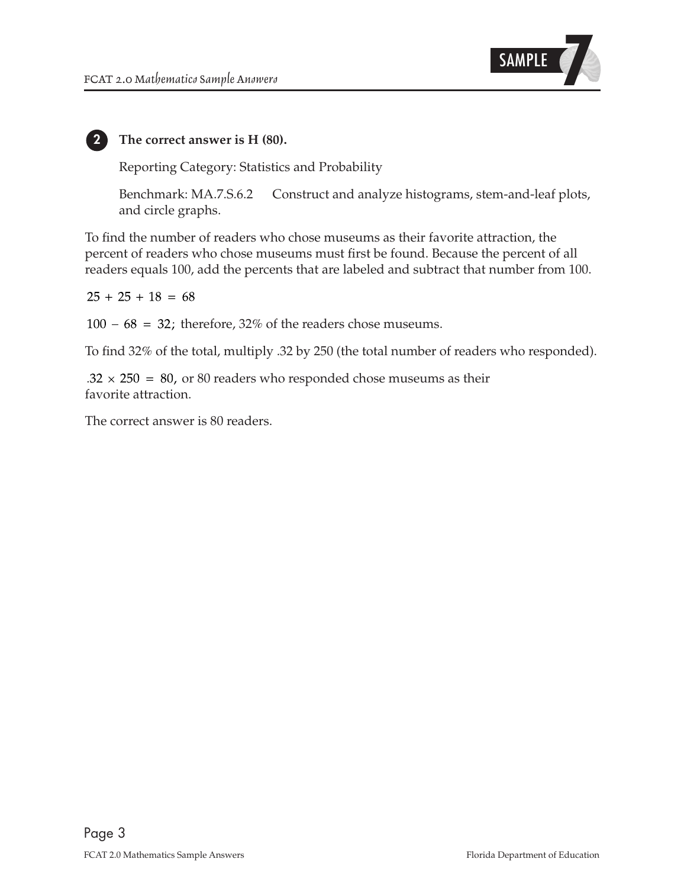**2** **The correct answer is H (80).**

Reporting Category: Statistics and Probability

Benchmark: MA.7.S.6.2 Construct and analyze histograms, stem-and-leaf plots, and circle graphs.

To find the number of readers who chose museums as their favorite attraction, the percent of readers who chose museums must first be found. Because the percent of all readers equals 100, add the percents that are labeled and subtract that number from 100.

$25 + 25 + 18 = 68$

$100 - 68 = 32$; therefore, 32% of the readers chose museums.

To find 32% of the total, multiply .32 by 250 (the total number of readers who responded).

$.32 \times 250 = 80$, or 80 readers who responded chose museums as their favorite attraction.

The correct answer is 80 readers.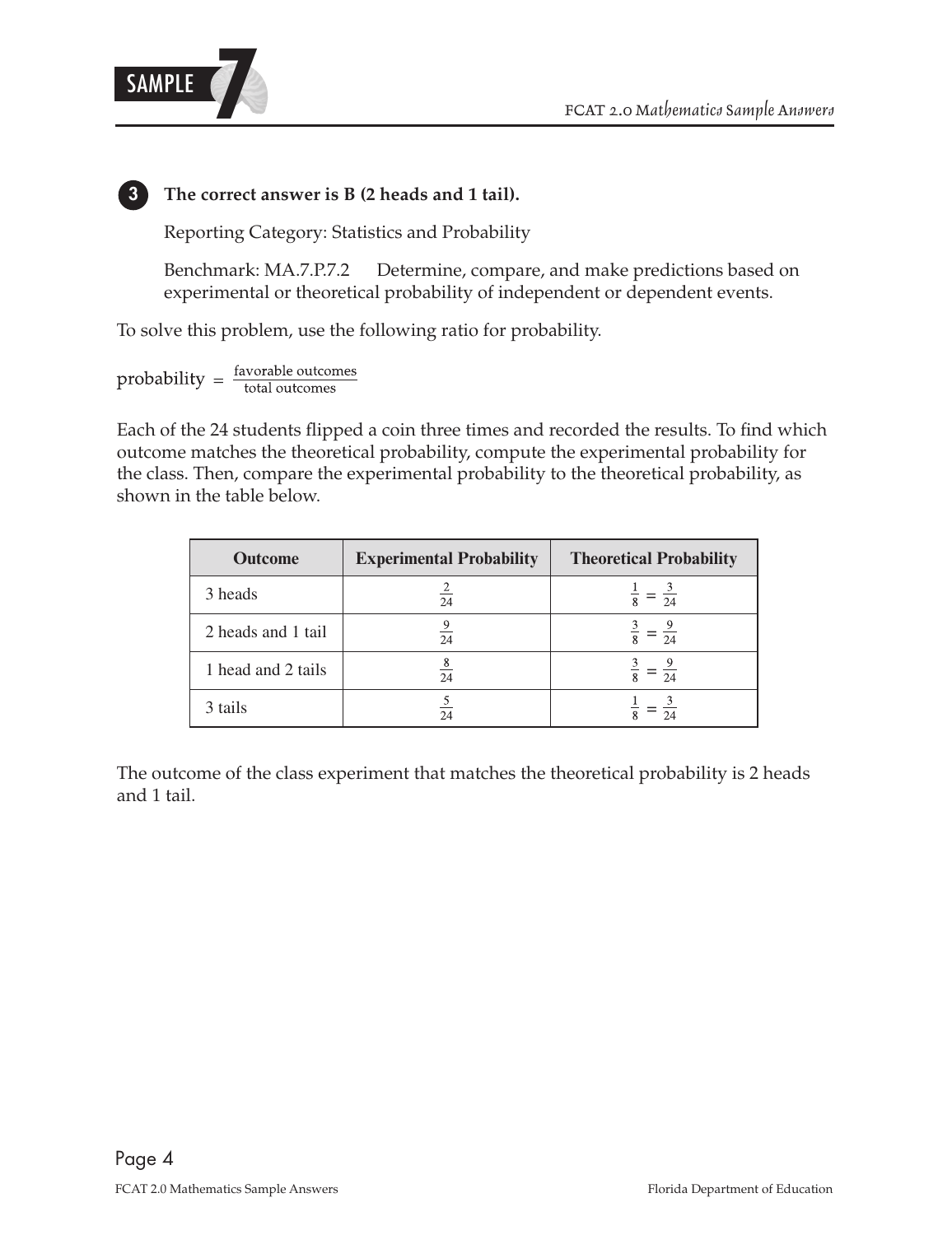**3** **The correct answer is B (2 heads and 1 tail).**

Reporting Category: Statistics and Probability

Benchmark: MA.7.P.7.2 Determine, compare, and make predictions based on experimental or theoretical probability of independent or dependent events.

To solve this problem, use the following ratio for probability.

$$\text{probability} = \frac{\text{favorable outcomes}}{\text{total outcomes}}$$

Each of the 24 students flipped a coin three times and recorded the results. To find which outcome matches the theoretical probability, compute the experimental probability for the class. Then, compare the experimental probability to the theoretical probability, as shown in the table below.

| Outcome | Experimental Probability | Theoretical Probability |
|---|---|---|
| 3 heads | $\frac{2}{24}$ | $\frac{1}{8} = \frac{3}{24}$ |
| 2 heads and 1 tail | $\frac{9}{24}$ | $\frac{3}{8} = \frac{9}{24}$ |
| 1 head and 2 tails | $\frac{8}{24}$ | $\frac{3}{8} = \frac{9}{24}$ |
| 3 tails | $\frac{5}{24}$ | $\frac{1}{8} = \frac{3}{24}$ |

The outcome of the class experiment that matches the theoretical probability is 2 heads and 1 tail.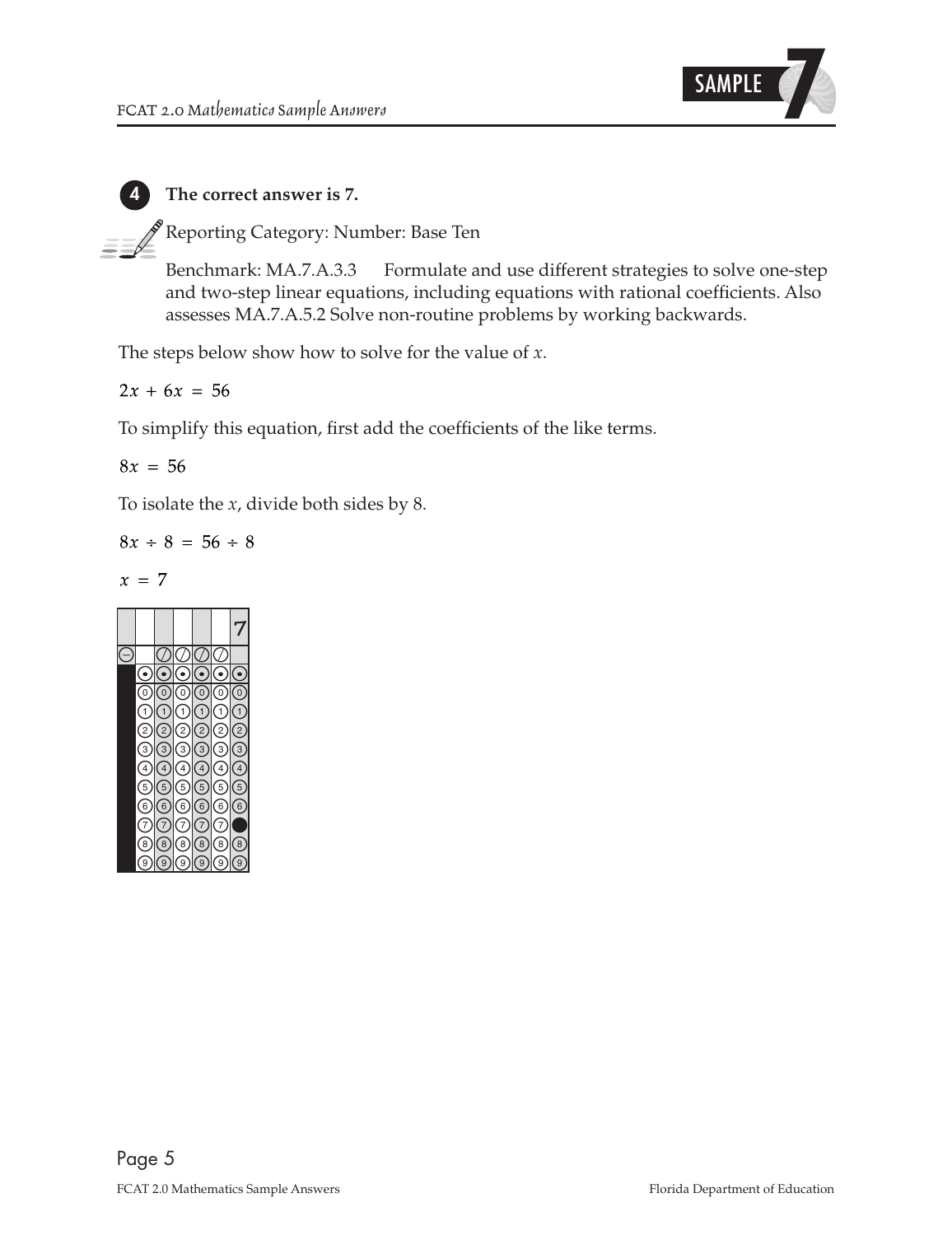**4** **The correct answer is 7.**

Reporting Category: Number: Base Ten

Benchmark: MA.7.A.3.3 Formulate and use different strategies to solve one-step and two-step linear equations, including equations with rational coefficients. Also assesses MA.7.A.5.2 Solve non-routine problems by working backwards.

The steps below show how to solve for the value of $x$.

$2x + 6x = 56$

To simplify this equation, first add the coefficients of the like terms.

$8x = 56$

To isolate the $x$, divide both sides by 8.

$8x \div 8 = 56 \div 8$

$x = 7$

| | | | | | 7 |
|---|---|---|---|---|---|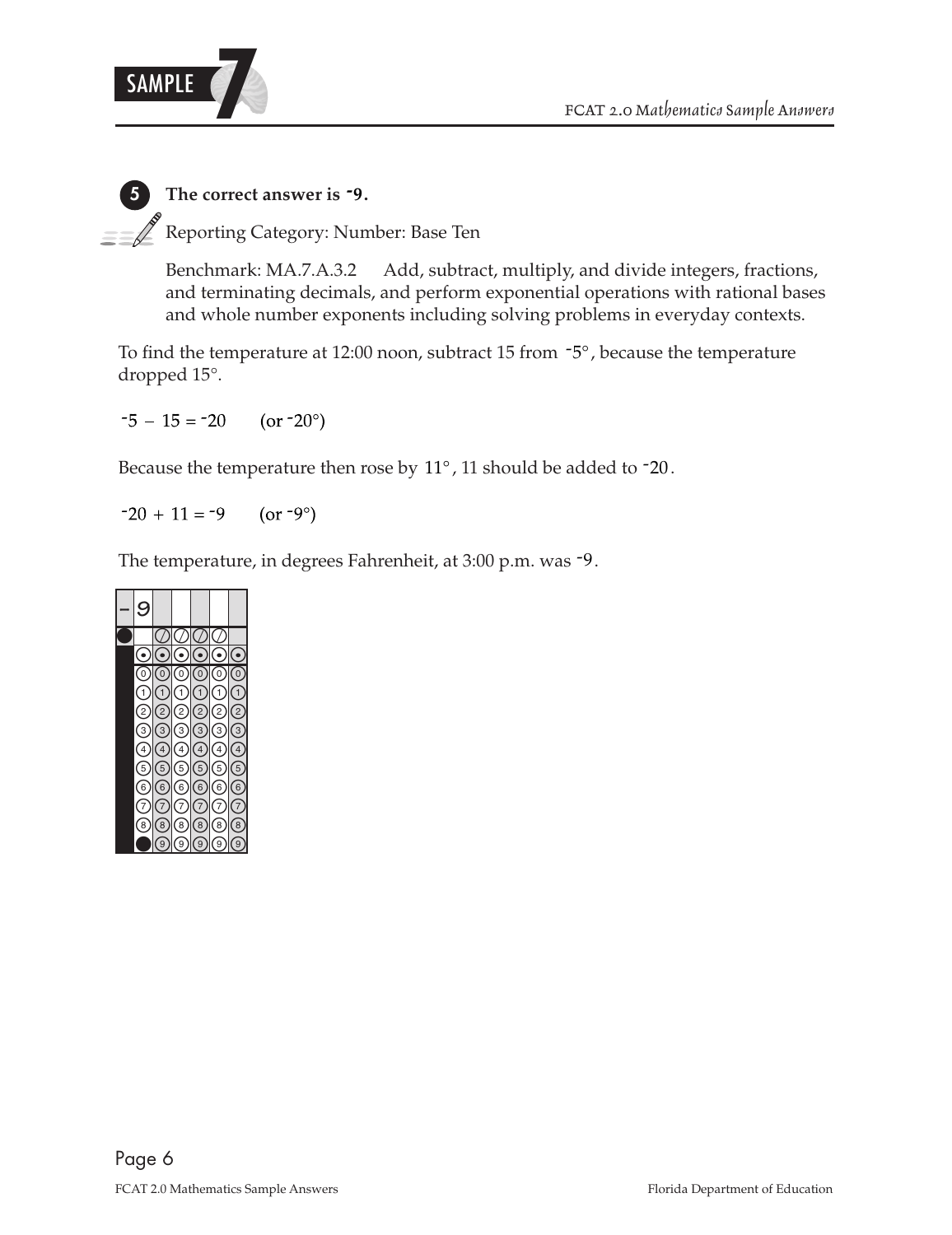**5** **The correct answer is $^-9$.**

Reporting Category: Number: Base Ten

Benchmark: MA.7.A.3.2 Add, subtract, multiply, and divide integers, fractions, and terminating decimals, and perform exponential operations with rational bases and whole number exponents including solving problems in everyday contexts.

To find the temperature at 12:00 noon, subtract 15 from $^-5°$, because the temperature dropped 15°.

$^-5 - 15 = {}^-20$ (or $^-20°$)

Because the temperature then rose by 11°, 11 should be added to $^-20$.

$^-20 + 11 = {}^-9$ (or $^-9°$)

The temperature, in degrees Fahrenheit, at 3:00 p.m. was $^-9$.

| – | 9 | | | | |
|---|---|---|---|---|---|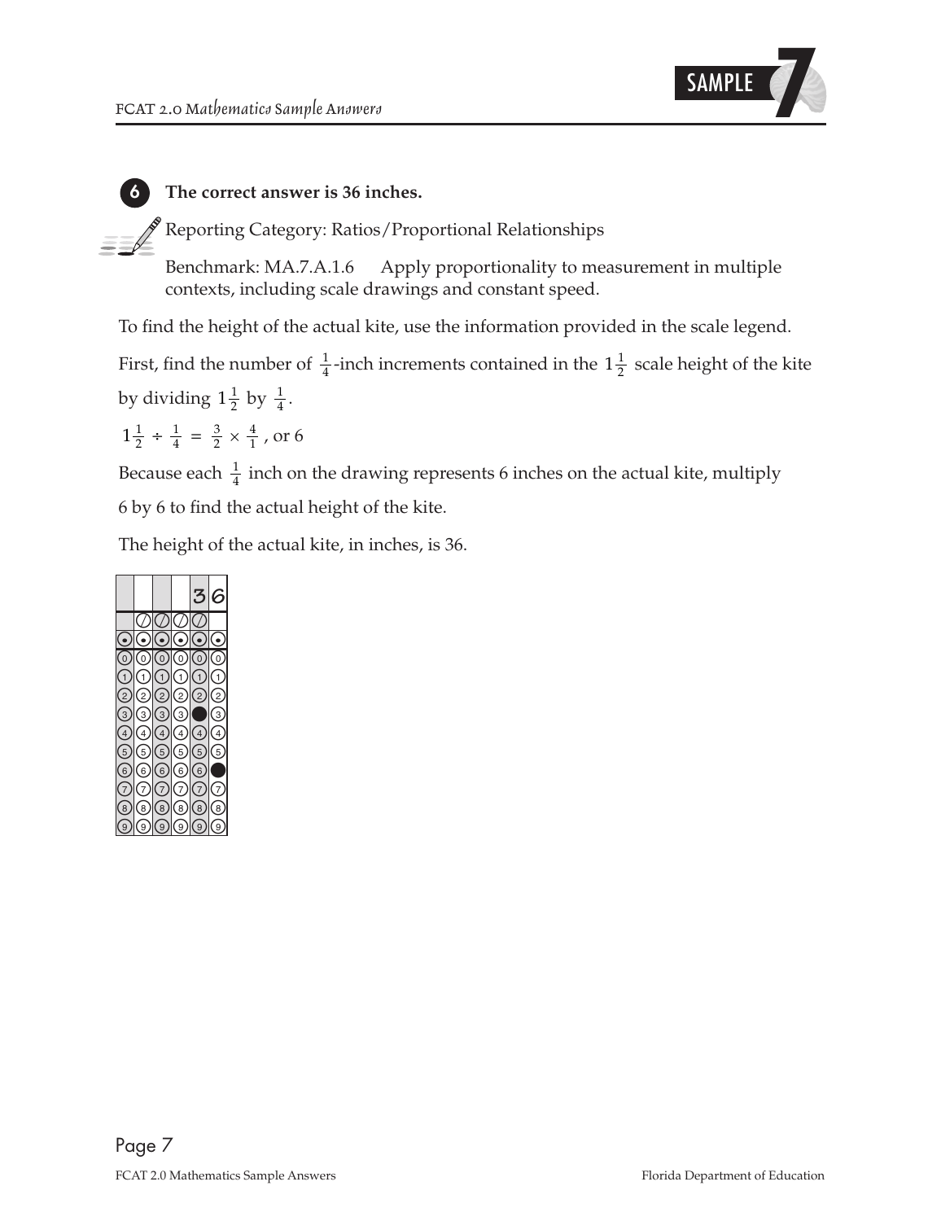**6 The correct answer is 36 inches.**

Reporting Category: Ratios/Proportional Relationships

Benchmark: MA.7.A.1.6 Apply proportionality to measurement in multiple contexts, including scale drawings and constant speed.

To find the height of the actual kite, use the information provided in the scale legend.

First, find the number of $\frac{1}{4}$-inch increments contained in the $1\frac{1}{2}$ scale height of the kite by dividing $1\frac{1}{2}$ by $\frac{1}{4}$.

$1\frac{1}{2} \div \frac{1}{4} = \frac{3}{2} \times \frac{4}{1}$, or 6

Because each $\frac{1}{4}$ inch on the drawing represents 6 inches on the actual kite, multiply 6 by 6 to find the actual height of the kite.

The height of the actual kite, in inches, is 36.

| | | | | 3 | 6 |
|---|---|---|---|---|---|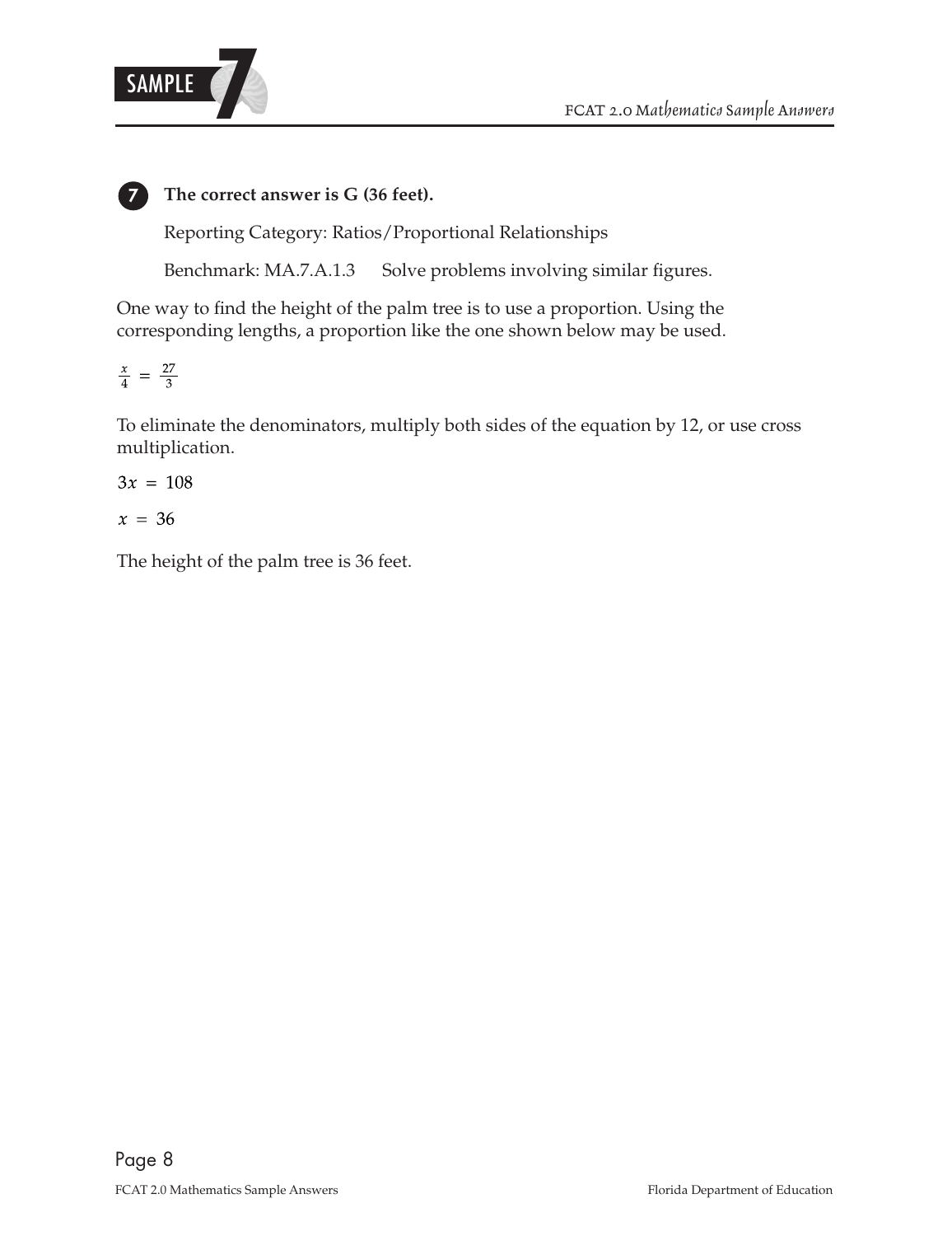**7 The correct answer is G (36 feet).**

Reporting Category: Ratios/Proportional Relationships

Benchmark: MA.7.A.1.3 Solve problems involving similar figures.

One way to find the height of the palm tree is to use a proportion. Using the corresponding lengths, a proportion like the one shown below may be used.

$$\frac{x}{4} = \frac{27}{3}$$

To eliminate the denominators, multiply both sides of the equation by 12, or use cross multiplication.

$$3x = 108$$

$$x = 36$$

The height of the palm tree is 36 feet.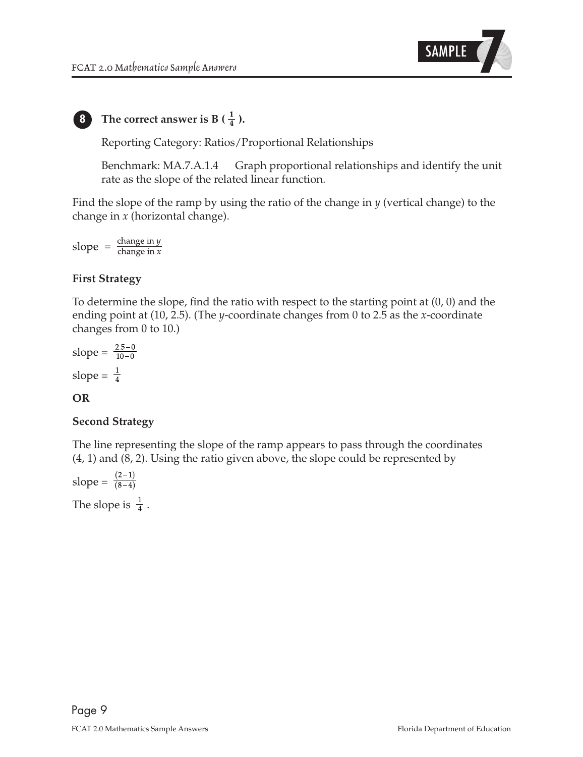**8** **The correct answer is B ( $\frac{1}{4}$ ).**

Reporting Category: Ratios/Proportional Relationships

Benchmark: MA.7.A.1.4 Graph proportional relationships and identify the unit rate as the slope of the related linear function.

Find the slope of the ramp by using the ratio of the change in $y$ (vertical change) to the change in $x$ (horizontal change).

$$\text{slope} = \frac{\text{change in } y}{\text{change in } x}$$

**First Strategy**

To determine the slope, find the ratio with respect to the starting point at (0, 0) and the ending point at (10, 2.5). (The $y$-coordinate changes from 0 to 2.5 as the $x$-coordinate changes from 0 to 10.)

$$\text{slope} = \frac{2.5 - 0}{10 - 0}$$

$$\text{slope} = \frac{1}{4}$$

**OR**

**Second Strategy**

The line representing the slope of the ramp appears to pass through the coordinates (4, 1) and (8, 2). Using the ratio given above, the slope could be represented by

$$\text{slope} = \frac{(2 - 1)}{(8 - 4)}$$

The slope is $\frac{1}{4}$.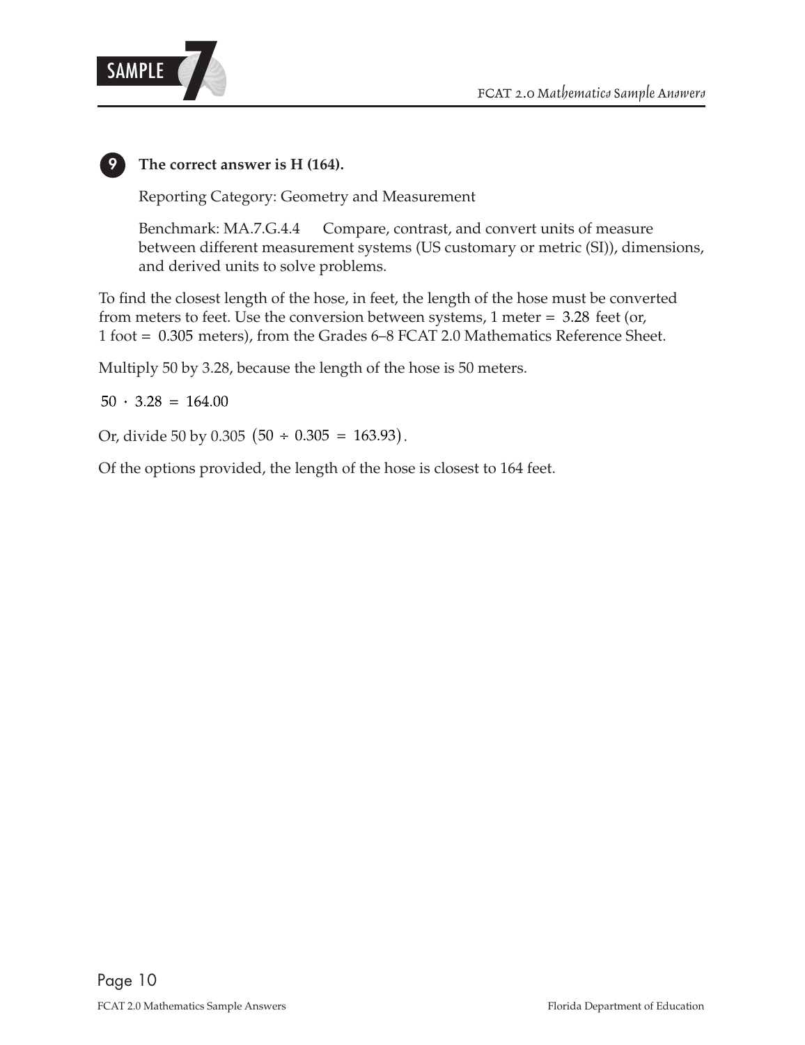**9** **The correct answer is H (164).**

Reporting Category: Geometry and Measurement

Benchmark: MA.7.G.4.4 Compare, contrast, and convert units of measure between different measurement systems (US customary or metric (SI)), dimensions, and derived units to solve problems.

To find the closest length of the hose, in feet, the length of the hose must be converted from meters to feet. Use the conversion between systems, 1 meter = 3.28 feet (or, 1 foot = 0.305 meters), from the Grades 6–8 FCAT 2.0 Mathematics Reference Sheet.

Multiply 50 by 3.28, because the length of the hose is 50 meters.

$50 \cdot 3.28 = 164.00$

Or, divide 50 by 0.305 $(50 \div 0.305 = 163.93)$.

Of the options provided, the length of the hose is closest to 164 feet.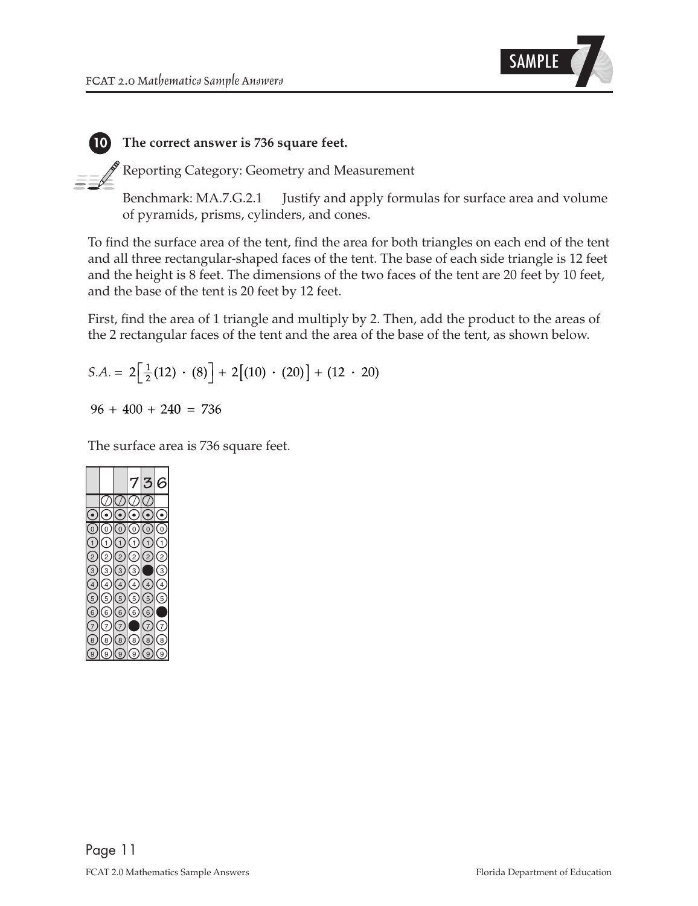**10** **The correct answer is 736 square feet.**

Reporting Category: Geometry and Measurement

Benchmark: MA.7.G.2.1 Justify and apply formulas for surface area and volume of pyramids, prisms, cylinders, and cones.

To find the surface area of the tent, find the area for both triangles on each end of the tent and all three rectangular-shaped faces of the tent. The base of each side triangle is 12 feet and the height is 8 feet. The dimensions of the two faces of the tent are 20 feet by 10 feet, and the base of the tent is 20 feet by 12 feet.

First, find the area of 1 triangle and multiply by 2. Then, add the product to the areas of the 2 rectangular faces of the tent and the area of the base of the tent, as shown below.

$$S.A. = 2\left[\frac{1}{2}(12) \cdot (8)\right] + 2\left[(10) \cdot (20)\right] + (12 \cdot 20)$$

$$96 + 400 + 240 = 736$$

The surface area is 736 square feet.

| | | | 7 | 3 | 6 |
|---|---|---|---|---|---|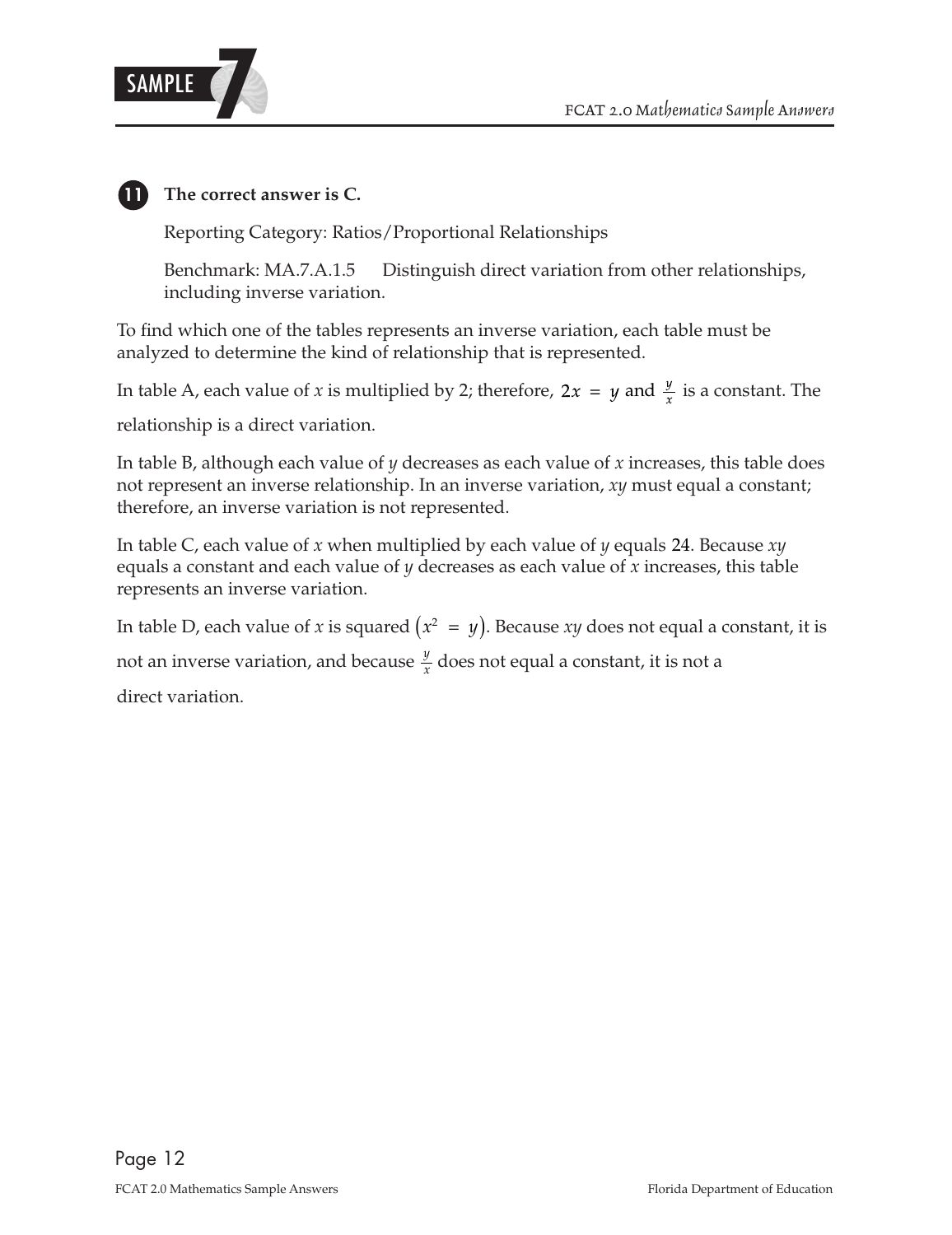**11** **The correct answer is C.**

Reporting Category: Ratios/Proportional Relationships

Benchmark: MA.7.A.1.5 Distinguish direct variation from other relationships, including inverse variation.

To find which one of the tables represents an inverse variation, each table must be analyzed to determine the kind of relationship that is represented.

In table A, each value of $x$ is multiplied by 2; therefore, $2x = y$ and $\frac{y}{x}$ is a constant. The relationship is a direct variation.

In table B, although each value of $y$ decreases as each value of $x$ increases, this table does not represent an inverse relationship. In an inverse variation, $xy$ must equal a constant; therefore, an inverse variation is not represented.

In table C, each value of $x$ when multiplied by each value of $y$ equals 24. Because $xy$ equals a constant and each value of $y$ decreases as each value of $x$ increases, this table represents an inverse variation.

In table D, each value of $x$ is squared $(x^2 = y)$. Because $xy$ does not equal a constant, it is not an inverse variation, and because $\frac{y}{x}$ does not equal a constant, it is not a direct variation.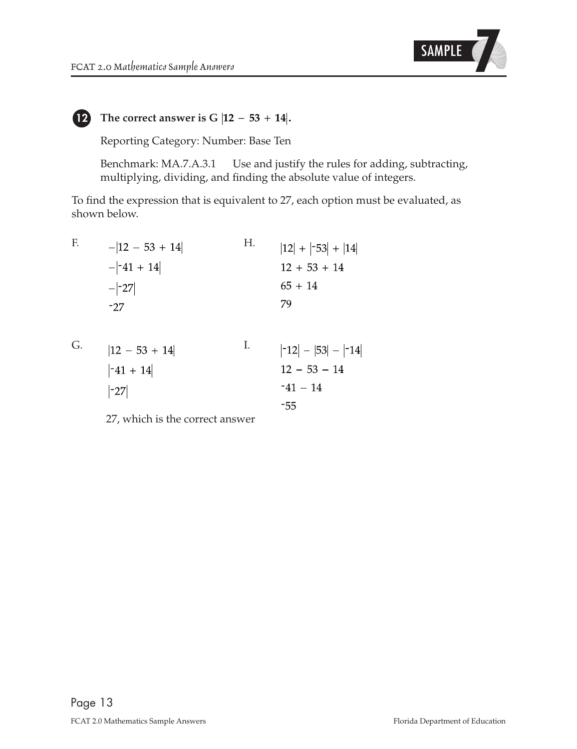**12** **The correct answer is G $|12 - 53 + 14|$.**

Reporting Category: Number: Base Ten

Benchmark: MA.7.A.3.1 Use and justify the rules for adding, subtracting, multiplying, dividing, and finding the absolute value of integers.

To find the expression that is equivalent to 27, each option must be evaluated, as shown below.

F.

$-|12 - 53 + 14|$

$-|^-41 + 14|$

$-|^-27|$

$^-27$

G.

$|12 - 53 + 14|$

$|^-41 + 14|$

$|^-27|$

27, which is the correct answer

H.

$|12| + |^-53| + |14|$

$12 + 53 + 14$

$65 + 14$

$79$

I.

$|^-12| - |53| - |^-14|$

$12 - 53 - 14$

$^-41 - 14$

$^-55$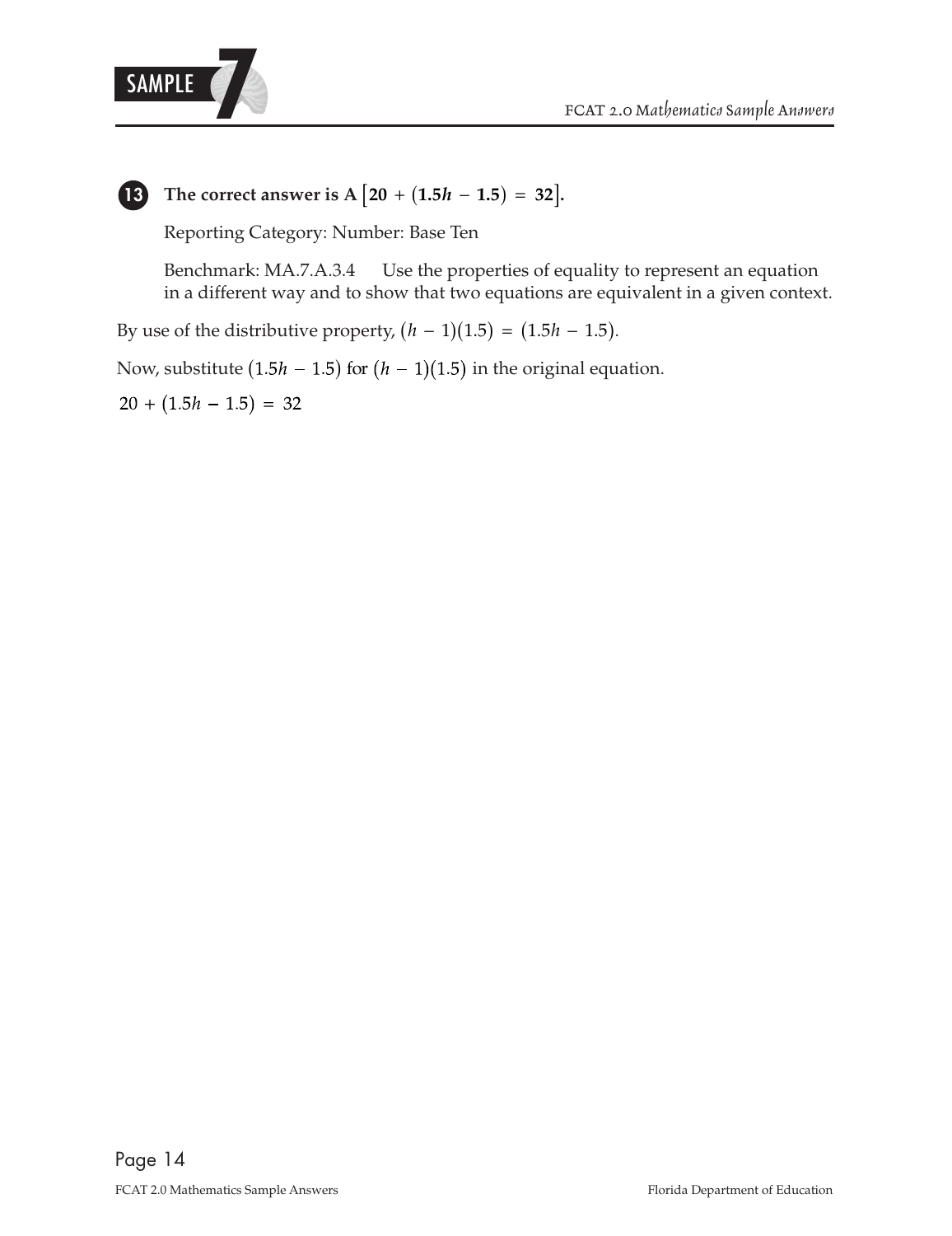**13** **The correct answer is A $\left[20 + (1.5h - 1.5) = 32\right]$.**

Reporting Category: Number: Base Ten

Benchmark: MA.7.A.3.4 Use the properties of equality to represent an equation in a different way and to show that two equations are equivalent in a given context.

By use of the distributive property, $(h - 1)(1.5) = (1.5h - 1.5)$.

Now, substitute $(1.5h - 1.5)$ for $(h - 1)(1.5)$ in the original equation.

$20 + (1.5h - 1.5) = 32$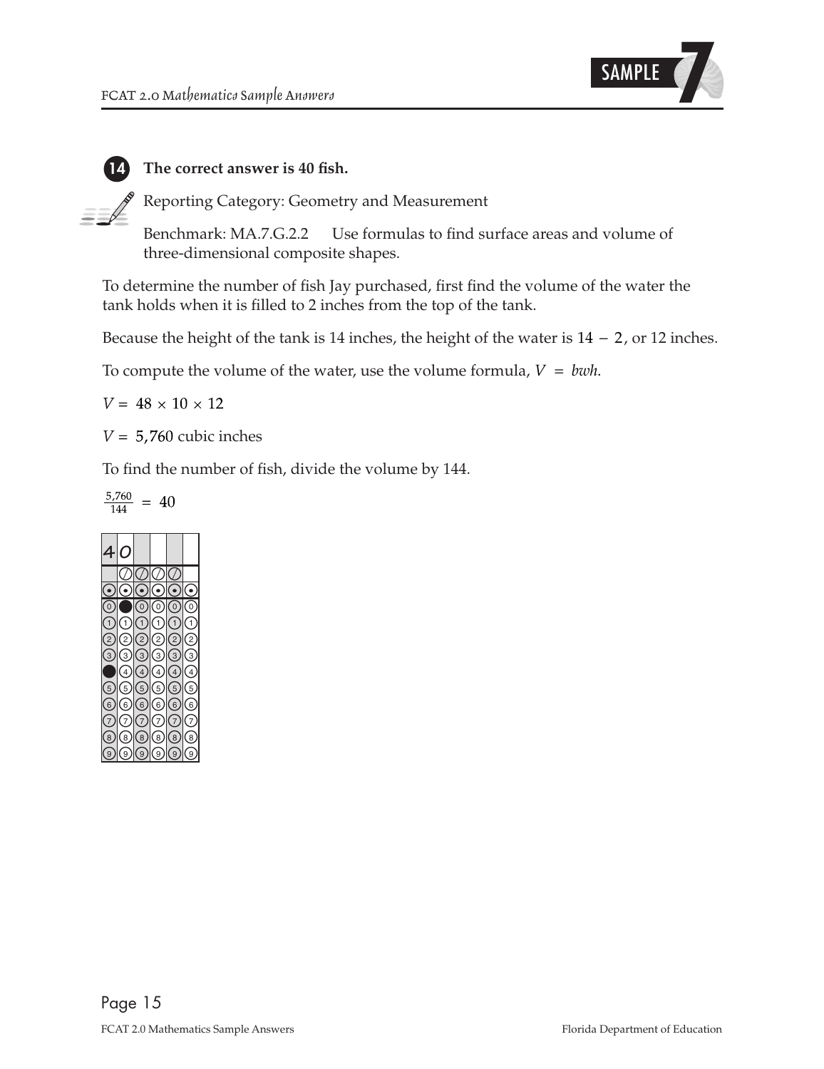**14** **The correct answer is 40 fish.**

Reporting Category: Geometry and Measurement

Benchmark: MA.7.G.2.2 Use formulas to find surface areas and volume of three-dimensional composite shapes.

To determine the number of fish Jay purchased, first find the volume of the water the tank holds when it is filled to 2 inches from the top of the tank.

Because the height of the tank is 14 inches, the height of the water is $14 - 2$, or 12 inches.

To compute the volume of the water, use the volume formula, $V = bwh$.

$V = 48 \times 10 \times 12$

$V = 5{,}760$ cubic inches

To find the number of fish, divide the volume by 144.

$\frac{5{,}760}{144} = 40$

| 4 | 0 | | | | |
|---|---|---|---|---|---|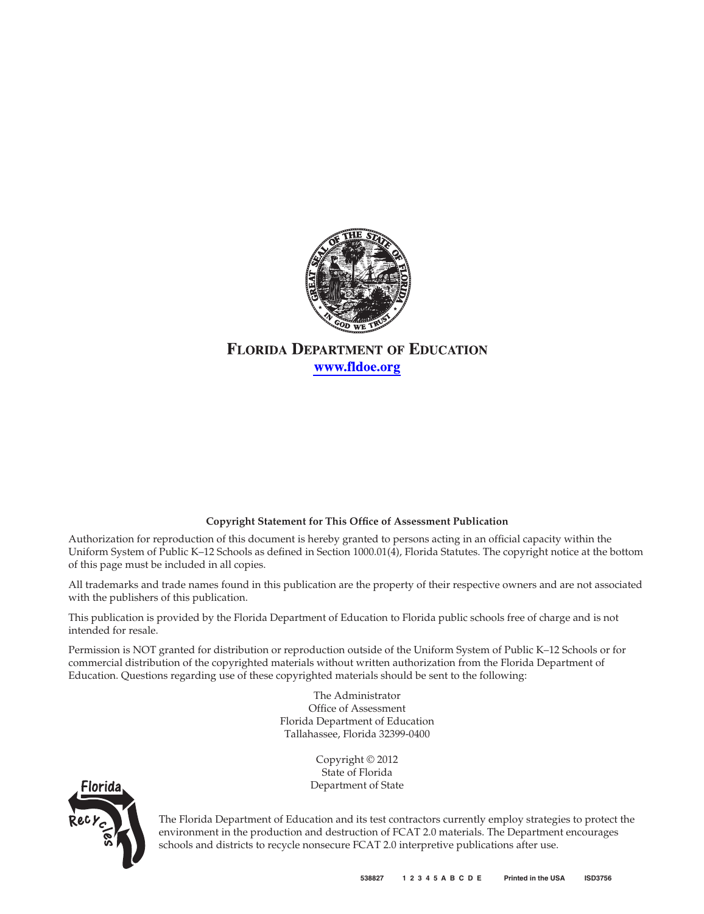**FLORIDA DEPARTMENT OF EDUCATION**

www.fldoe.org

**Copyright Statement for This Office of Assessment Publication**

Authorization for reproduction of this document is hereby granted to persons acting in an official capacity within the Uniform System of Public K–12 Schools as defined in Section 1000.01(4), Florida Statutes. The copyright notice at the bottom of this page must be included in all copies.

All trademarks and trade names found in this publication are the property of their respective owners and are not associated with the publishers of this publication.

This publication is provided by the Florida Department of Education to Florida public schools free of charge and is not intended for resale.

Permission is NOT granted for distribution or reproduction outside of the Uniform System of Public K–12 Schools or for commercial distribution of the copyrighted materials without written authorization from the Florida Department of Education. Questions regarding use of these copyrighted materials should be sent to the following:

The Administrator
Office of Assessment
Florida Department of Education
Tallahassee, Florida 32399-0400

Copyright © 2012
State of Florida
Department of State

The Florida Department of Education and its test contractors currently employ strategies to protect the environment in the production and destruction of FCAT 2.0 materials. The Department encourages schools and districts to recycle nonsecure FCAT 2.0 interpretive publications after use.

538827 1 2 3 4 5 A B C D E Printed in the USA ISD3756